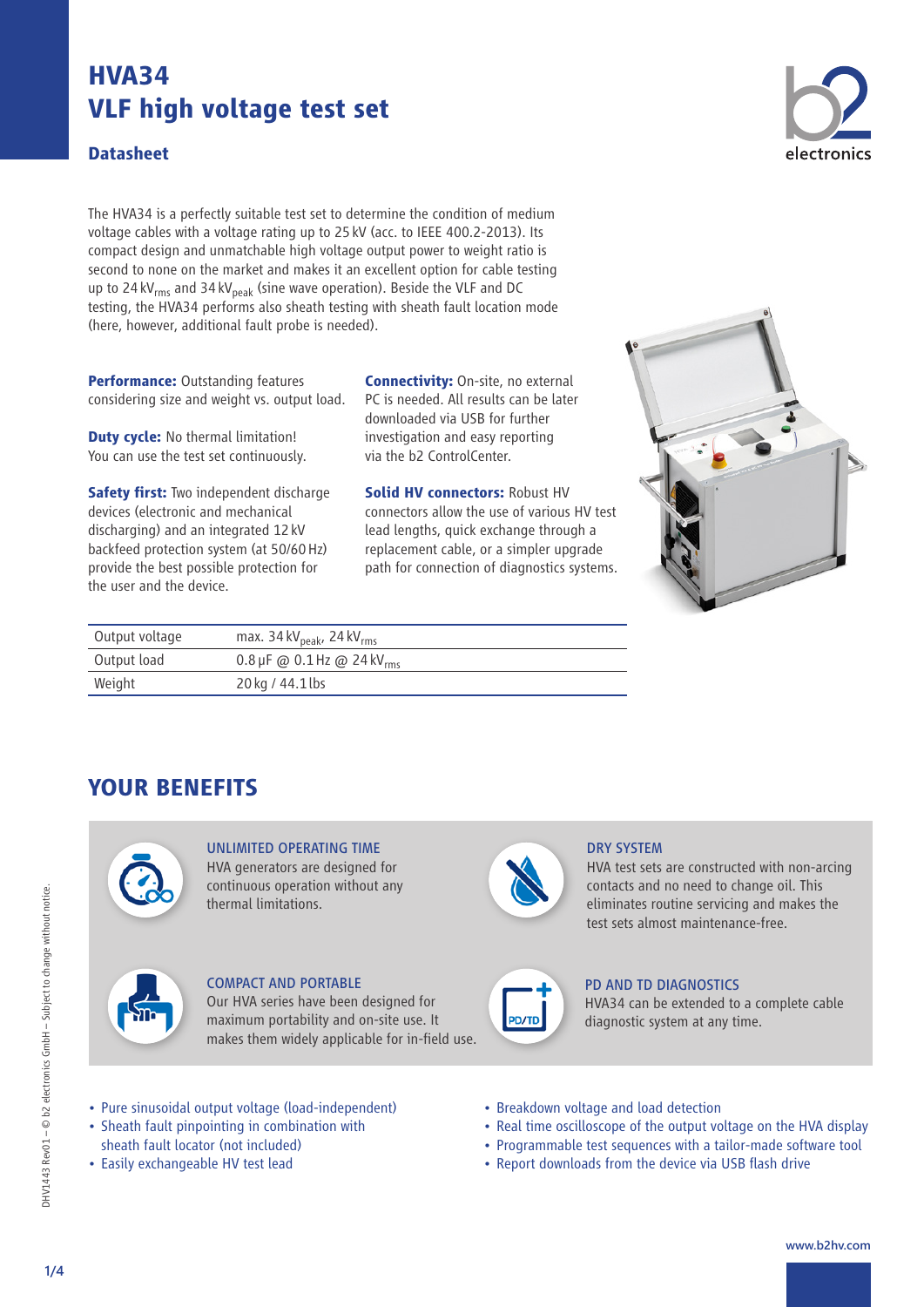# HVA34
# VLF high voltage test set

**Datasheet**

The HVA34 is a perfectly suitable test set to determine the condition of medium voltage cables with a voltage rating up to 25 kV (acc. to IEEE 400.2-2013). Its compact design and unmatchable high voltage output power to weight ratio is second to none on the market and makes it an excellent option for cable testing up to 24 $kV_{rms}$ and 34 $kV_{peak}$ (sine wave operation). Beside the VLF and DC testing, the HVA34 performs also sheath testing with sheath fault location mode (here, however, additional fault probe is needed).

**Performance:** Outstanding features considering size and weight vs. output load.

**Duty cycle:** No thermal limitation! You can use the test set continuously.

**Safety first:** Two independent discharge devices (electronic and mechanical discharging) and an integrated 12 kV backfeed protection system (at 50/60 Hz) provide the best possible protection for the user and the device.

**Connectivity:** On-site, no external PC is needed. All results can be later downloaded via USB for further investigation and easy reporting via the b2 ControlCenter.

**Solid HV connectors:** Robust HV connectors allow the use of various HV test lead lengths, quick exchange through a replacement cable, or a simpler upgrade path for connection of diagnostics systems.

| | |
|---|---|
| Output voltage | max. 34 $kV_{peak}$, 24 $kV_{rms}$ |
| Output load | 0.8 µF @ 0.1 Hz @ 24 $kV_{rms}$ |
| Weight | 20 kg / 44.1 lbs |

## YOUR BENEFITS

### UNLIMITED OPERATING TIME
HVA generators are designed for continuous operation without any thermal limitations.

### DRY SYSTEM
HVA test sets are constructed with non-arcing contacts and no need to change oil. This eliminates routine servicing and makes the test sets almost maintenance-free.

### COMPACT AND PORTABLE
Our HVA series have been designed for maximum portability and on-site use. It makes them widely applicable for in-field use.

### PD AND TD DIAGNOSTICS
HVA34 can be extended to a complete cable diagnostic system at any time.

- Pure sinusoidal output voltage (load-independent)
- Sheath fault pinpointing in combination with sheath fault locator (not included)
- Easily exchangeable HV test lead
- Breakdown voltage and load detection
- Real time oscilloscope of the output voltage on the HVA display
- Programmable test sequences with a tailor-made software tool
- Report downloads from the device via USB flash drive

DHV1443 Rev01 – © b2 electronics GmbH – Subject to change without notice.

www.b2hv.com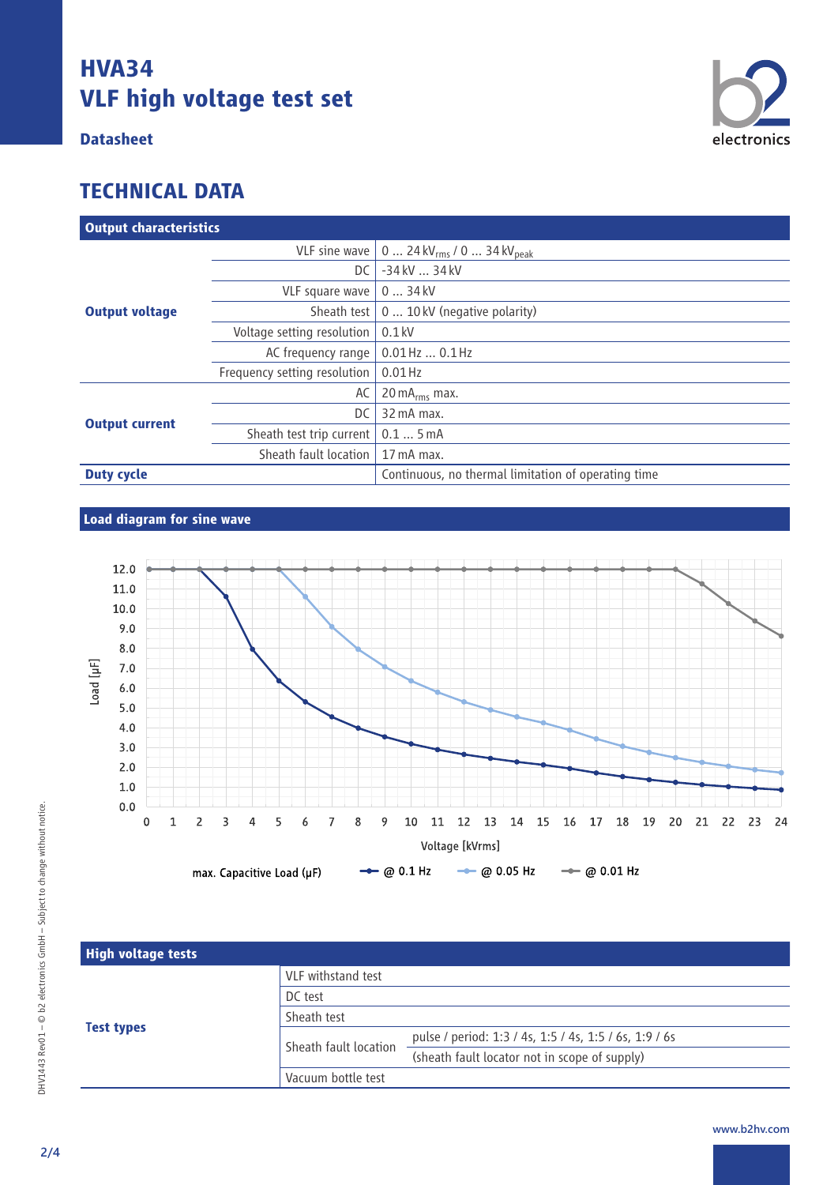# HVA34
# VLF high voltage test set

**Datasheet**

## TECHNICAL DATA

| Output characteristics | | |
|---|---|---|
| **Output voltage** | VLF sine wave | 0 ... 24 $kV_{rms}$ / 0 ... 34 $kV_{peak}$ |
| | DC | -34 kV ... 34 kV |
| | VLF square wave | 0 ... 34 kV |
| | Sheath test | 0 ... 10 kV (negative polarity) |
| | Voltage setting resolution | 0.1 kV |
| | AC frequency range | 0.01 Hz ... 0.1 Hz |
| | Frequency setting resolution | 0.01 Hz |
| **Output current** | AC | 20 $mA_{rms}$ max. |
| | DC | 32 mA max. |
| | Sheath test trip current | 0.1 ... 5 mA |
| | Sheath fault location | 17 mA max. |
| **Duty cycle** | | Continuous, no thermal limitation of operating time |

### Load diagram for sine wave

Load [µF] vs. Voltage [kVrms]

max. Capacitive Load (µF): @ 0.1 Hz, @ 0.05 Hz, @ 0.01 Hz

| High voltage tests | | |
|---|---|---|
| **Test types** | VLF withstand test | |
| | DC test | |
| | Sheath test | |
| | Sheath fault location | pulse / period: 1:3 / 4s, 1:5 / 4s, 1:5 / 6s, 1:9 / 6s |
| | | (sheath fault locator not in scope of supply) |
| | Vacuum bottle test | |

DHV1443 Rev01 – © b2 electronics GmbH – Subject to change without notice.

www.b2hv.com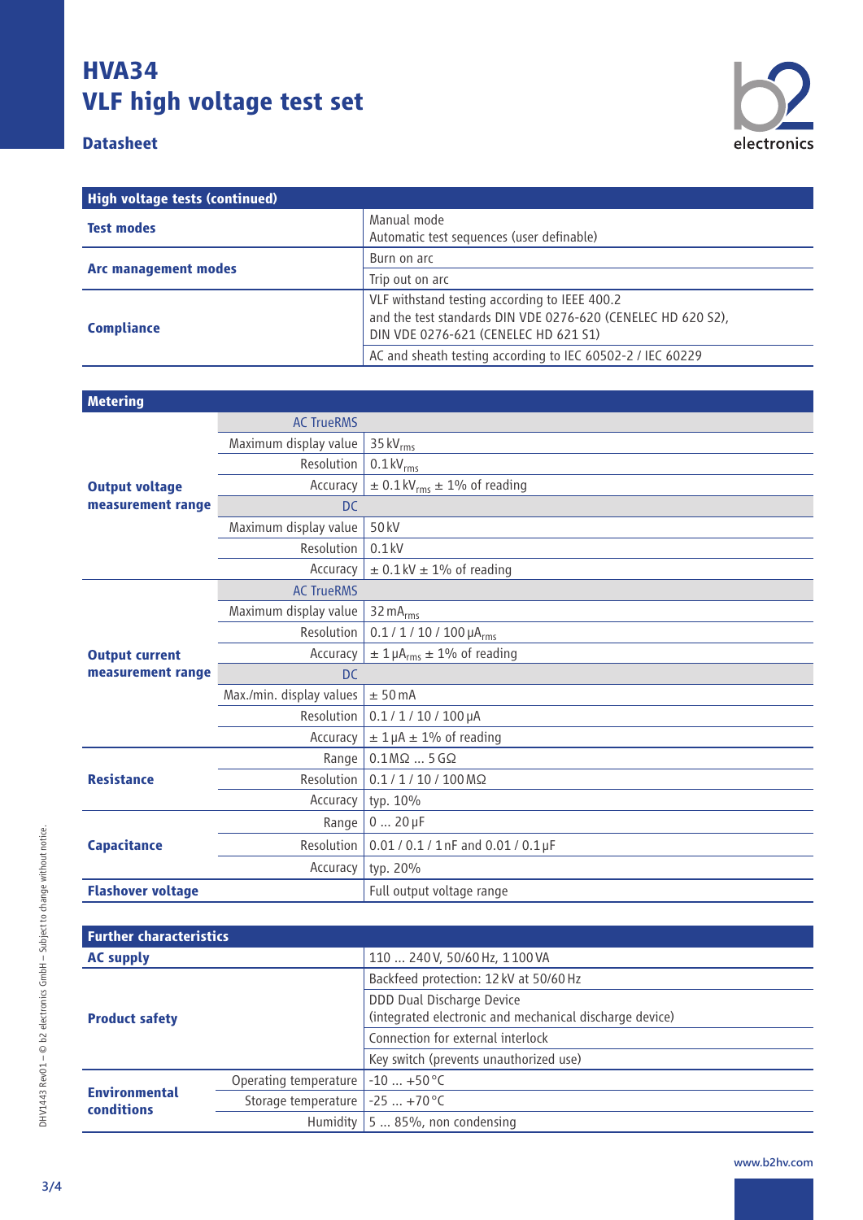# HVA34
# VLF high voltage test set

**Datasheet**

| High voltage tests (continued) | |
|---|---|
| **Test modes** | Manual mode<br>Automatic test sequences (user definable) |
| **Arc management modes** | Burn on arc |
| | Trip out on arc |
| **Compliance** | VLF withstand testing according to IEEE 400.2<br>and the test standards DIN VDE 0276-620 (CENELEC HD 620 S2),<br>DIN VDE 0276-621 (CENELEC HD 621 S1) |
| | AC and sheath testing according to IEC 60502-2 / IEC 60229 |

| Metering | | |
|---|---|---|
| **Output voltage measurement range** | AC TrueRMS | |
| | Maximum display value | 35 $kV_{rms}$ |
| | Resolution | 0.1 $kV_{rms}$ |
| | Accuracy | ± 0.1 $kV_{rms}$ ± 1% of reading |
| | DC | |
| | Maximum display value | 50 kV |
| | Resolution | 0.1 kV |
| | Accuracy | ± 0.1 kV ± 1% of reading |
| **Output current measurement range** | AC TrueRMS | |
| | Maximum display value | 32 $mA_{rms}$ |
| | Resolution | 0.1 / 1 / 10 / 100 $\mu A_{rms}$ |
| | Accuracy | ± 1 $\mu A_{rms}$ ± 1% of reading |
| | DC | |
| | Max./min. display values | ± 50 mA |
| | Resolution | 0.1 / 1 / 10 / 100 µA |
| | Accuracy | ± 1 µA ± 1% of reading |
| **Resistance** | Range | 0.1 MΩ ... 5 GΩ |
| | Resolution | 0.1 / 1 / 10 / 100 MΩ |
| | Accuracy | typ. 10% |
| **Capacitance** | Range | 0 ... 20 µF |
| | Resolution | 0.01 / 0.1 / 1 nF and 0.01 / 0.1 µF |
| | Accuracy | typ. 20% |
| **Flashover voltage** | | Full output voltage range |

| Further characteristics | | |
|---|---|---|
| **AC supply** | | 110 ... 240 V, 50/60 Hz, 1 100 VA |
| **Product safety** | | Backfeed protection: 12 kV at 50/60 Hz |
| | | DDD Dual Discharge Device<br>(integrated electronic and mechanical discharge device) |
| | | Connection for external interlock |
| | | Key switch (prevents unauthorized use) |
| **Environmental conditions** | Operating temperature | -10 ... +50 °C |
| | Storage temperature | -25 ... +70 °C |
| | Humidity | 5 ... 85%, non condensing |

DHV1443 Rev01 – © b2 electronics GmbH – Subject to change without notice.

www.b2hv.com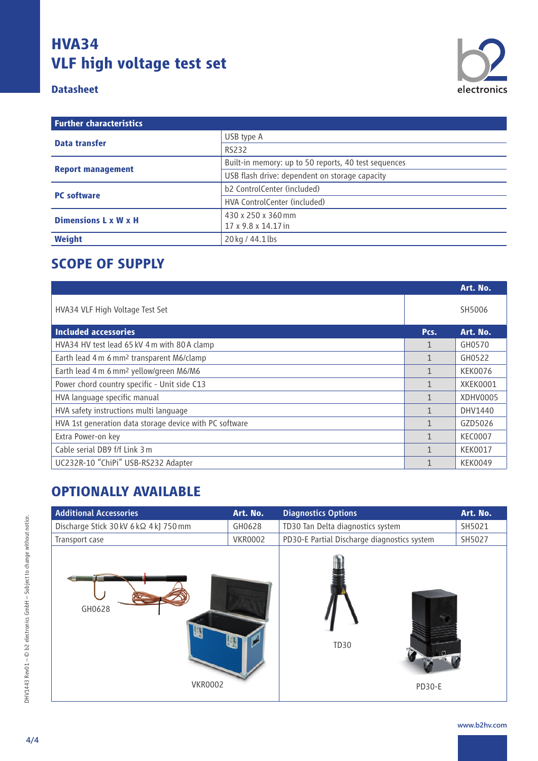# HVA34
# VLF high voltage test set

**Datasheet**

| Further characteristics | |
|---|---|
| **Data transfer** | USB type A |
| | RS232 |
| **Report management** | Built-in memory: up to 50 reports, 40 test sequences |
| | USB flash drive: dependent on storage capacity |
| **PC software** | b2 ControlCenter (included) |
| | HVA ControlCenter (included) |
| **Dimensions L x W x H** | 430 x 250 x 360 mm<br>17 x 9.8 x 14.17 in |
| **Weight** | 20 kg / 44.1 lbs |

## SCOPE OF SUPPLY

| | | Art. No. |
|---|---|---|
| HVA34 VLF High Voltage Test Set | | SH5006 |
| **Included accessories** | **Pcs.** | **Art. No.** |
| HVA34 HV test lead 65 kV 4 m with 80 A clamp | 1 | GH0570 |
| Earth lead 4 m 6 mm² transparent M6/clamp | 1 | GH0522 |
| Earth lead 4 m 6 mm² yellow/green M6/M6 | 1 | KEK0076 |
| Power chord country specific - Unit side C13 | 1 | XKEK0001 |
| HVA language specific manual | 1 | XDHV0005 |
| HVA safety instructions multi language | 1 | DHV1440 |
| HVA 1st generation data storage device with PC software | 1 | GZD5026 |
| Extra Power-on key | 1 | KEC0007 |
| Cable serial DB9 f/f Link 3 m | 1 | KEK0017 |
| UC232R-10 "ChiPi" USB-RS232 Adapter | 1 | KEK0049 |

## OPTIONALLY AVAILABLE

| Additional Accessories | Art. No. | Diagnostics Options | Art. No. |
|---|---|---|---|
| Discharge Stick 30 kV 6 kΩ 4 kJ 750 mm | GH0628 | TD30 Tan Delta diagnostics system | SH5021 |
| Transport case | VKR0002 | PD30-E Partial Discharge diagnostics system | SH5027 |

GH0628

VKR0002

TD30

PD30-E

DHV1443 Rev01 – © b2 electronics GmbH – Subject to change without notice.

www.b2hv.com